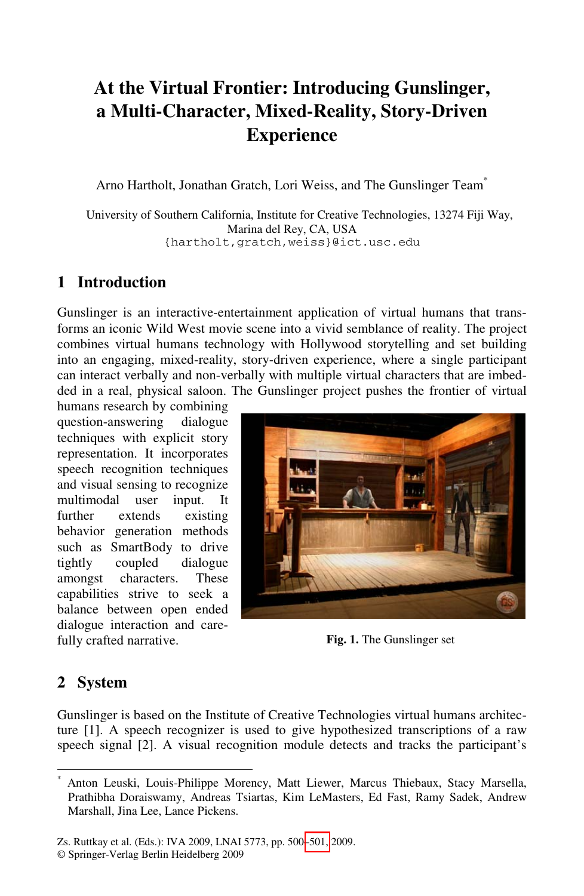# At the Virtual Frontier: Introducing Gunslinger, a Multi-Character, Mixed-Reality, Story-Driven Experience

Arno Hartholt, Jonathan Gratch, Lori Weiss, and The Gunslinger Team*

University of Southern California, Institute for Creative Technologies, 13274 Fiji Way, Marina del Rey, CA, USA
{hartholt,gratch,weiss}@ict.usc.edu

## 1 Introduction

Gunslinger is an interactive-entertainment application of virtual humans that transforms an iconic Wild West movie scene into a vivid semblance of reality. The project combines virtual humans technology with Hollywood storytelling and set building into an engaging, mixed-reality, story-driven experience, where a single participant can interact verbally and non-verbally with multiple virtual characters that are imbedded in a real, physical saloon. The Gunslinger project pushes the frontier of virtual humans research by combining question-answering dialogue techniques with explicit story representation. It incorporates speech recognition techniques and visual sensing to recognize multimodal user input. It further extends existing behavior generation methods such as SmartBody to drive tightly coupled dialogue amongst characters. These capabilities strive to seek a balance between open ended dialogue interaction and carefully crafted narrative.

**Fig. 1.** The Gunslinger set

## 2 System

Gunslinger is based on the Institute of Creative Technologies virtual humans architecture [1]. A speech recognizer is used to give hypothesized transcriptions of a raw speech signal [2]. A visual recognition module detects and tracks the participant's

---

* Anton Leuski, Louis-Philippe Morency, Matt Liewer, Marcus Thiebaux, Stacy Marsella, Prathibha Doraiswamy, Andreas Tsiartas, Kim LeMasters, Ed Fast, Ramy Sadek, Andrew Marshall, Jina Lee, Lance Pickens.

Zs. Ruttkay et al. (Eds.): IVA 2009, LNAI 5773, pp. 500–501, 2009.
© Springer-Verlag Berlin Heidelberg 2009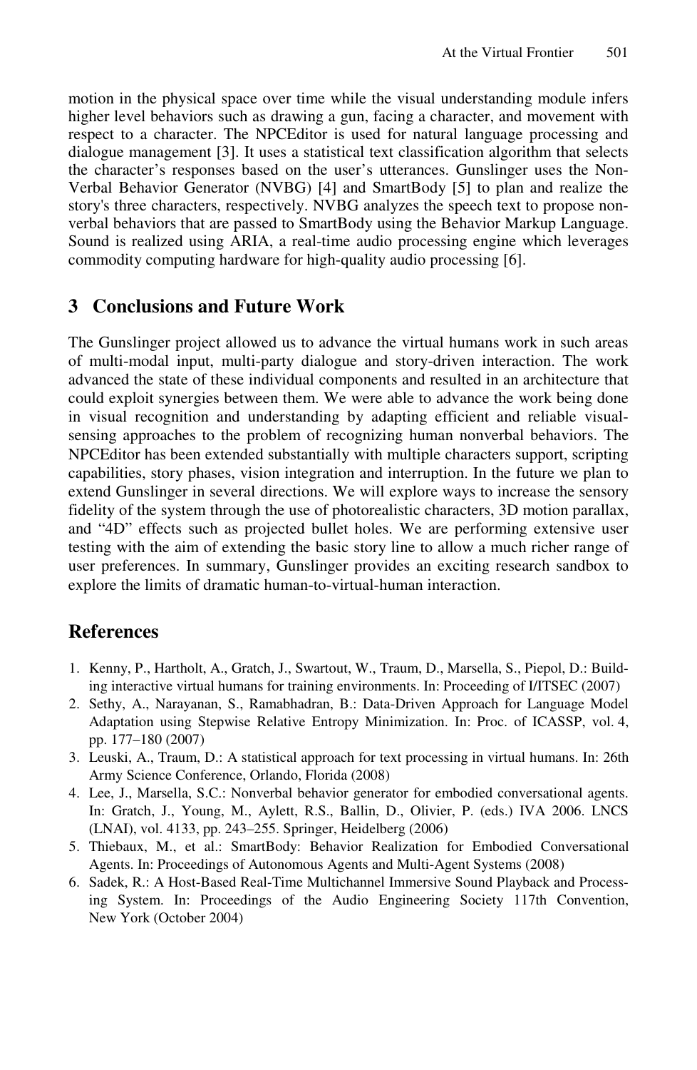motion in the physical space over time while the visual understanding module infers higher level behaviors such as drawing a gun, facing a character, and movement with respect to a character. The NPCEditor is used for natural language processing and dialogue management [3]. It uses a statistical text classification algorithm that selects the character's responses based on the user's utterances. Gunslinger uses the Non-Verbal Behavior Generator (NVBG) [4] and SmartBody [5] to plan and realize the story's three characters, respectively. NVBG analyzes the speech text to propose non-verbal behaviors that are passed to SmartBody using the Behavior Markup Language. Sound is realized using ARIA, a real-time audio processing engine which leverages commodity computing hardware for high-quality audio processing [6].

## 3 Conclusions and Future Work

The Gunslinger project allowed us to advance the virtual humans work in such areas of multi-modal input, multi-party dialogue and story-driven interaction. The work advanced the state of these individual components and resulted in an architecture that could exploit synergies between them. We were able to advance the work being done in visual recognition and understanding by adapting efficient and reliable visual-sensing approaches to the problem of recognizing human nonverbal behaviors. The NPCEditor has been extended substantially with multiple characters support, scripting capabilities, story phases, vision integration and interruption. In the future we plan to extend Gunslinger in several directions. We will explore ways to increase the sensory fidelity of the system through the use of photorealistic characters, 3D motion parallax, and "4D" effects such as projected bullet holes. We are performing extensive user testing with the aim of extending the basic story line to allow a much richer range of user preferences. In summary, Gunslinger provides an exciting research sandbox to explore the limits of dramatic human-to-virtual-human interaction.

## References

1. Kenny, P., Hartholt, A., Gratch, J., Swartout, W., Traum, D., Marsella, S., Piepol, D.: Building interactive virtual humans for training environments. In: Proceeding of I/ITSEC (2007)
2. Sethy, A., Narayanan, S., Ramabhadran, B.: Data-Driven Approach for Language Model Adaptation using Stepwise Relative Entropy Minimization. In: Proc. of ICASSP, vol. 4, pp. 177–180 (2007)
3. Leuski, A., Traum, D.: A statistical approach for text processing in virtual humans. In: 26th Army Science Conference, Orlando, Florida (2008)
4. Lee, J., Marsella, S.C.: Nonverbal behavior generator for embodied conversational agents. In: Gratch, J., Young, M., Aylett, R.S., Ballin, D., Olivier, P. (eds.) IVA 2006. LNCS (LNAI), vol. 4133, pp. 243–255. Springer, Heidelberg (2006)
5. Thiebaux, M., et al.: SmartBody: Behavior Realization for Embodied Conversational Agents. In: Proceedings of Autonomous Agents and Multi-Agent Systems (2008)
6. Sadek, R.: A Host-Based Real-Time Multichannel Immersive Sound Playback and Processing System. In: Proceedings of the Audio Engineering Society 117th Convention, New York (October 2004)